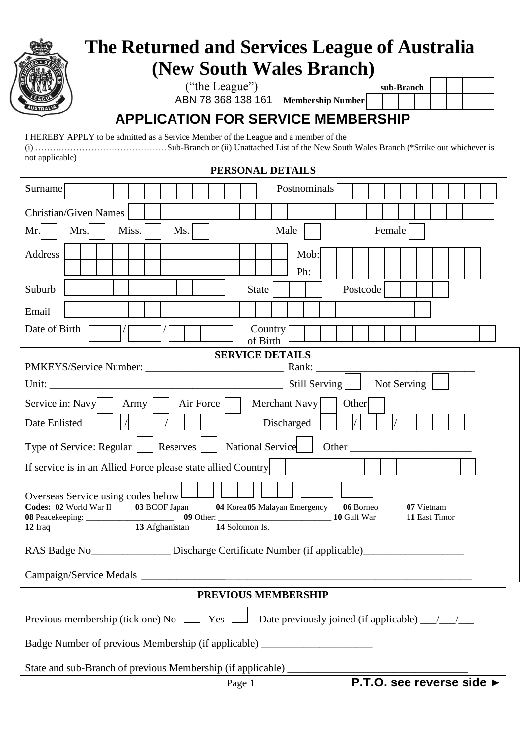# The Returned and Services League of Australia (New South Wales Branch)

("the League")

ABN 78 368 138 161

**sub-Branch** ____

**Membership Number** ____

## APPLICATION FOR SERVICE MEMBERSHIP

I HEREBY APPLY to be admitted as a Service Member of the League and a member of the (i) ………………………………………Sub-Branch or (ii) Unattached List of the New South Wales Branch (*Strike out whichever is not applicable)

### PERSONAL DETAILS

Surname ____ Postnominals ____

Christian/Given Names ____

Mr. ☐ Mrs. ☐ Miss. ☐ Ms. ☐ Male ☐ Female ☐

Address ____ Mob: ____

Ph: ____

Suburb ____ State ____ Postcode ____

Email ____

Date of Birth __/__/____ Country of Birth ____

### SERVICE DETAILS

PMKEYS/Service Number: __________________________ Rank: ______________________________

Unit: _____________________________________________ Still Serving ☐ Not Serving ☐

Service in: Navy ☐ Army ☐ Air Force ☐ Merchant Navy ☐ Other ☐

Date Enlisted __/__/____ Discharged __/__/____

Type of Service: Regular ☐ Reserves ☐ National Service ☐ Other ______________________

If service is in an Allied Force please state allied Country ____

Overseas Service using codes below ____

**Codes: 02** World War II **03** BCOF Japan **04** Korea **05** Malayan Emergency **06** Borneo **07** Vietnam **08** Peacekeeping: ______________________ **09** Other: ___________________________ **10** Gulf War **11** East Timor **12** Iraq **13** Afghanistan **14** Solomon Is.

RAS Badge No_______________ Discharge Certificate Number (if applicable)___________________

Campaign/Service Medals ______________________________________________________________

### PREVIOUS MEMBERSHIP

Previous membership (tick one) No ☐ Yes ☐ Date previously joined (if applicable) ___/___/___

Badge Number of previous Membership (if applicable) _____________________

State and sub-Branch of previous Membership (if applicable) _________________________________

**P.T.O. see reverse side ►**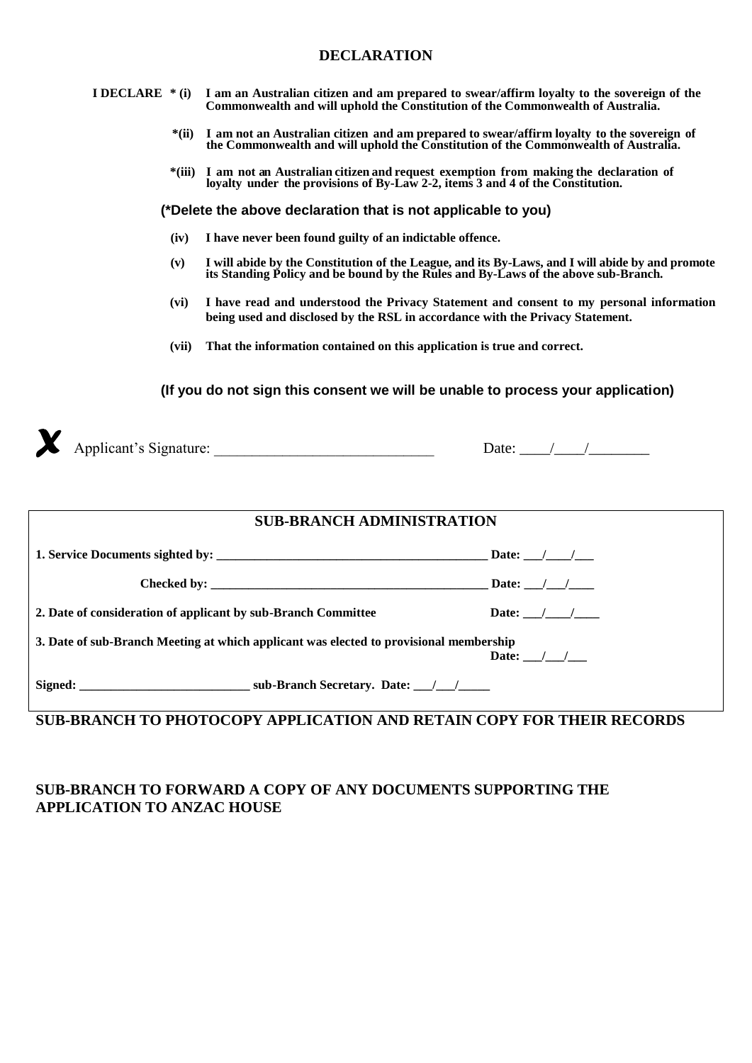## DECLARATION

**I DECLARE** **\* (i)** **I am an Australian citizen and am prepared to swear/affirm loyalty to the sovereign of the Commonwealth and will uphold the Constitution of the Commonwealth of Australia.**

**\*(ii)** **I am not an Australian citizen and am prepared to swear/affirm loyalty to the sovereign of the Commonwealth and will uphold the Constitution of the Commonwealth of Australia.**

**\*(iii)** **I am not an Australian citizen and request exemption from making the declaration of loyalty under the provisions of By-Law 2-2, items 3 and 4 of the Constitution.**

**(\*Delete the above declaration that is not applicable to you)**

**(iv)** **I have never been found guilty of an indictable offence.**

**(v)** **I will abide by the Constitution of the League, and its By-Laws, and I will abide by and promote its Standing Policy and be bound by the Rules and By-Laws of the above sub-Branch.**

**(vi)** **I have read and understood the Privacy Statement and consent to my personal information being used and disclosed by the RSL in accordance with the Privacy Statement.**

**(vii)** **That the information contained on this application is true and correct.**

**(If you do not sign this consent we will be unable to process your application)**

✗ Applicant's Signature: ______________________________ Date: ____/____/________

### SUB-BRANCH ADMINISTRATION

**1. Service Documents sighted by: _____________________________________________ Date: ___/____/___**

**Checked by: _____________________________________________ Date: ___/___/____**

**2. Date of consideration of applicant by sub-Branch Committee Date: ___/____/____**

**3. Date of sub-Branch Meeting at which applicant was elected to provisional membership Date: ___/___/___**

**Signed: ___________________________ sub-Branch Secretary. Date: ___/___/_____**

**SUB-BRANCH TO PHOTOCOPY APPLICATION AND RETAIN COPY FOR THEIR RECORDS**

**SUB-BRANCH TO FORWARD A COPY OF ANY DOCUMENTS SUPPORTING THE APPLICATION TO ANZAC HOUSE**